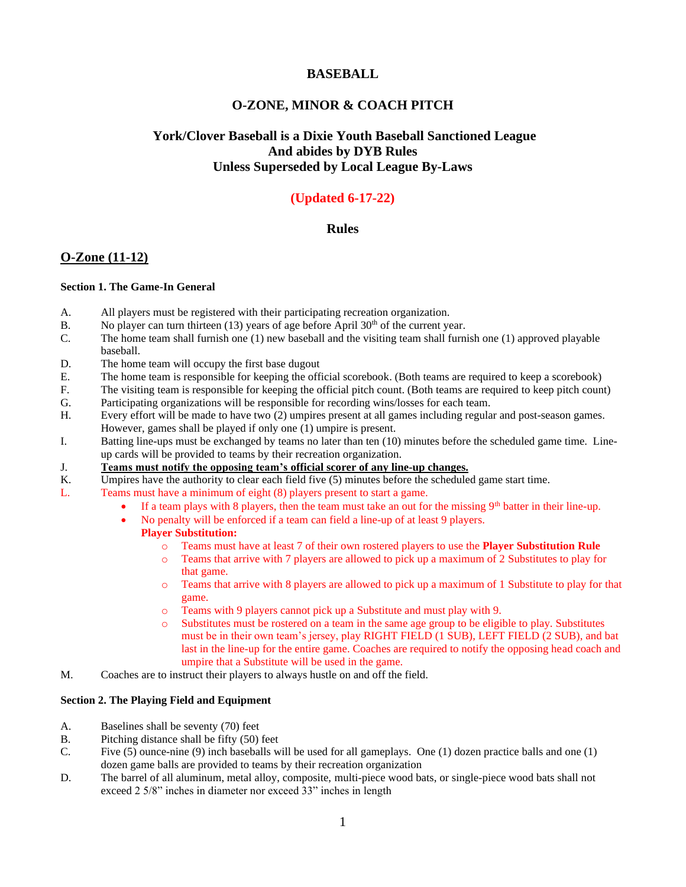# BASEBALL

## O-ZONE, MINOR & COACH PITCH

## York/Clover Baseball is a Dixie Youth Baseball Sanctioned League And abides by DYB Rules Unless Superseded by Local League By-Laws

**(Updated 6-17-22)**

## Rules

## O-Zone (11-12)

### Section 1. The Game-In General

A. All players must be registered with their participating recreation organization.

B. No player can turn thirteen (13) years of age before April 30th of the current year.

C. The home team shall furnish one (1) new baseball and the visiting team shall furnish one (1) approved playable baseball.

D. The home team will occupy the first base dugout

E. The home team is responsible for keeping the official scorebook. (Both teams are required to keep a scorebook)

F. The visiting team is responsible for keeping the official pitch count. (Both teams are required to keep pitch count)

G. Participating organizations will be responsible for recording wins/losses for each team.

H. Every effort will be made to have two (2) umpires present at all games including regular and post-season games. However, games shall be played if only one (1) umpire is present.

I. Batting line-ups must be exchanged by teams no later than ten (10) minutes before the scheduled game time. Line-up cards will be provided to teams by their recreation organization.

J. **Teams must notify the opposing team's official scorer of any line-up changes.**

K. Umpires have the authority to clear each field five (5) minutes before the scheduled game start time.

L. Teams must have a minimum of eight (8) players present to start a game.
- If a team plays with 8 players, then the team must take an out for the missing 9th batter in their line-up.
- No penalty will be enforced if a team can field a line-up of at least 9 players.

  **Player Substitution:**
  - Teams must have at least 7 of their own rostered players to use the **Player Substitution Rule**
  - Teams that arrive with 7 players are allowed to pick up a maximum of 2 Substitutes to play for that game.
  - Teams that arrive with 8 players are allowed to pick up a maximum of 1 Substitute to play for that game.
  - Teams with 9 players cannot pick up a Substitute and must play with 9.
  - Substitutes must be rostered on a team in the same age group to be eligible to play. Substitutes must be in their own team's jersey, play RIGHT FIELD (1 SUB), LEFT FIELD (2 SUB), and bat last in the line-up for the entire game. Coaches are required to notify the opposing head coach and umpire that a Substitute will be used in the game.

M. Coaches are to instruct their players to always hustle on and off the field.

### Section 2. The Playing Field and Equipment

A. Baselines shall be seventy (70) feet

B. Pitching distance shall be fifty (50) feet

C. Five (5) ounce-nine (9) inch baseballs will be used for all gameplays. One (1) dozen practice balls and one (1) dozen game balls are provided to teams by their recreation organization

D. The barrel of all aluminum, metal alloy, composite, multi-piece wood bats, or single-piece wood bats shall not exceed 2 5/8" inches in diameter nor exceed 33" inches in length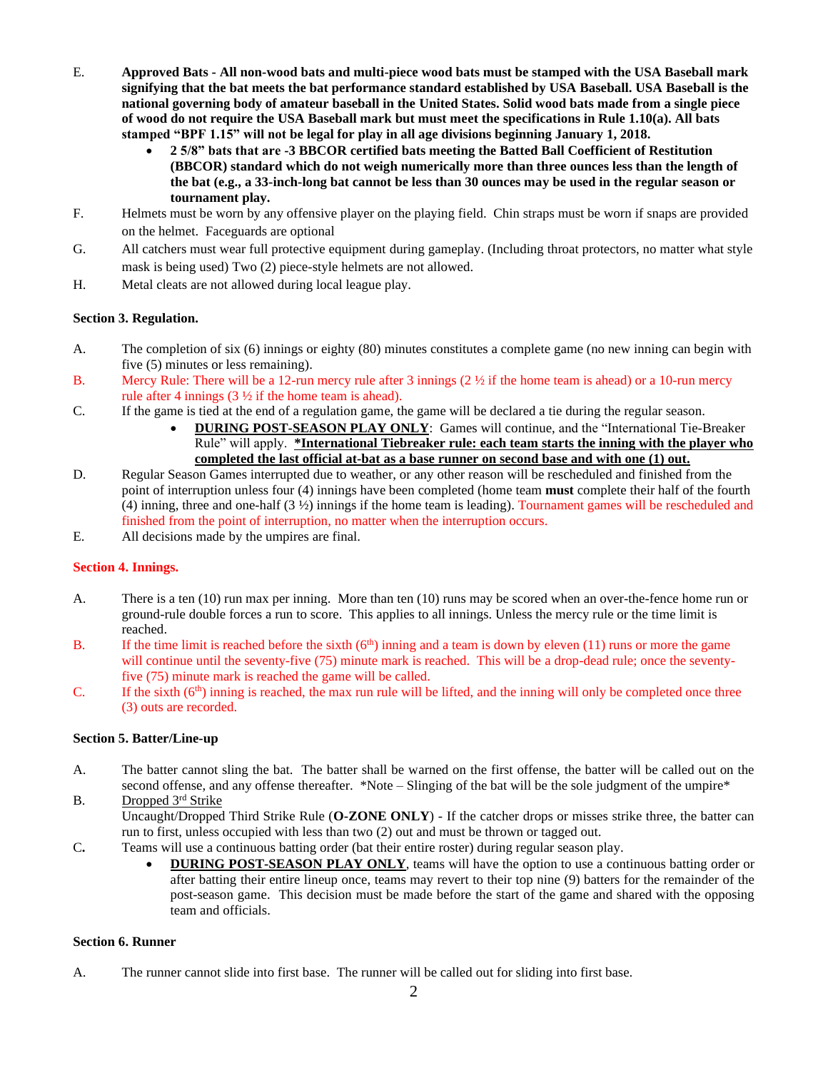E. **Approved Bats - All non-wood bats and multi-piece wood bats must be stamped with the USA Baseball mark signifying that the bat meets the bat performance standard established by USA Baseball. USA Baseball is the national governing body of amateur baseball in the United States. Solid wood bats made from a single piece of wood do not require the USA Baseball mark but must meet the specifications in Rule 1.10(a). All bats stamped "BPF 1.15" will not be legal for play in all age divisions beginning January 1, 2018.**

- **2 5/8" bats that are -3 BBCOR certified bats meeting the Batted Ball Coefficient of Restitution (BBCOR) standard which do not weigh numerically more than three ounces less than the length of the bat (e.g., a 33-inch-long bat cannot be less than 30 ounces may be used in the regular season or tournament play.**

F. Helmets must be worn by any offensive player on the playing field. Chin straps must be worn if snaps are provided on the helmet. Faceguards are optional

G. All catchers must wear full protective equipment during gameplay. (Including throat protectors, no matter what style mask is being used) Two (2) piece-style helmets are not allowed.

H. Metal cleats are not allowed during local league play.

### Section 3. Regulation.

A. The completion of six (6) innings or eighty (80) minutes constitutes a complete game (no new inning can begin with five (5) minutes or less remaining).

B. Mercy Rule: There will be a 12-run mercy rule after 3 innings (2 ½ if the home team is ahead) or a 10-run mercy rule after 4 innings (3 ½ if the home team is ahead).

C. If the game is tied at the end of a regulation game, the game will be declared a tie during the regular season.

- **DURING POST-SEASON PLAY ONLY**: Games will continue, and the "International Tie-Breaker Rule" will apply. ***International Tiebreaker rule: each team starts the inning with the player who completed the last official at-bat as a base runner on second base and with one (1) out.**

D. Regular Season Games interrupted due to weather, or any other reason will be rescheduled and finished from the point of interruption unless four (4) innings have been completed (home team **must** complete their half of the fourth (4) inning, three and one-half (3 ½) innings if the home team is leading). Tournament games will be rescheduled and finished from the point of interruption, no matter when the interruption occurs.

E. All decisions made by the umpires are final.

### Section 4. Innings.

A. There is a ten (10) run max per inning. More than ten (10) runs may be scored when an over-the-fence home run or ground-rule double forces a run to score. This applies to all innings. Unless the mercy rule or the time limit is reached.

B. If the time limit is reached before the sixth (6th) inning and a team is down by eleven (11) runs or more the game will continue until the seventy-five (75) minute mark is reached. This will be a drop-dead rule; once the seventy-five (75) minute mark is reached the game will be called.

C. If the sixth (6th) inning is reached, the max run rule will be lifted, and the inning will only be completed once three (3) outs are recorded.

### Section 5. Batter/Line-up

A. The batter cannot sling the bat. The batter shall be warned on the first offense, the batter will be called out on the second offense, and any offense thereafter. *Note – Slinging of the bat will be the sole judgment of the umpire*

B. Dropped 3rd Strike
Uncaught/Dropped Third Strike Rule (**O-ZONE ONLY**) - If the catcher drops or misses strike three, the batter can run to first, unless occupied with less than two (2) out and must be thrown or tagged out.

C. Teams will use a continuous batting order (bat their entire roster) during regular season play.

- **DURING POST-SEASON PLAY ONLY**, teams will have the option to use a continuous batting order or after batting their entire lineup once, teams may revert to their top nine (9) batters for the remainder of the post-season game. This decision must be made before the start of the game and shared with the opposing team and officials.

### Section 6. Runner

A. The runner cannot slide into first base. The runner will be called out for sliding into first base.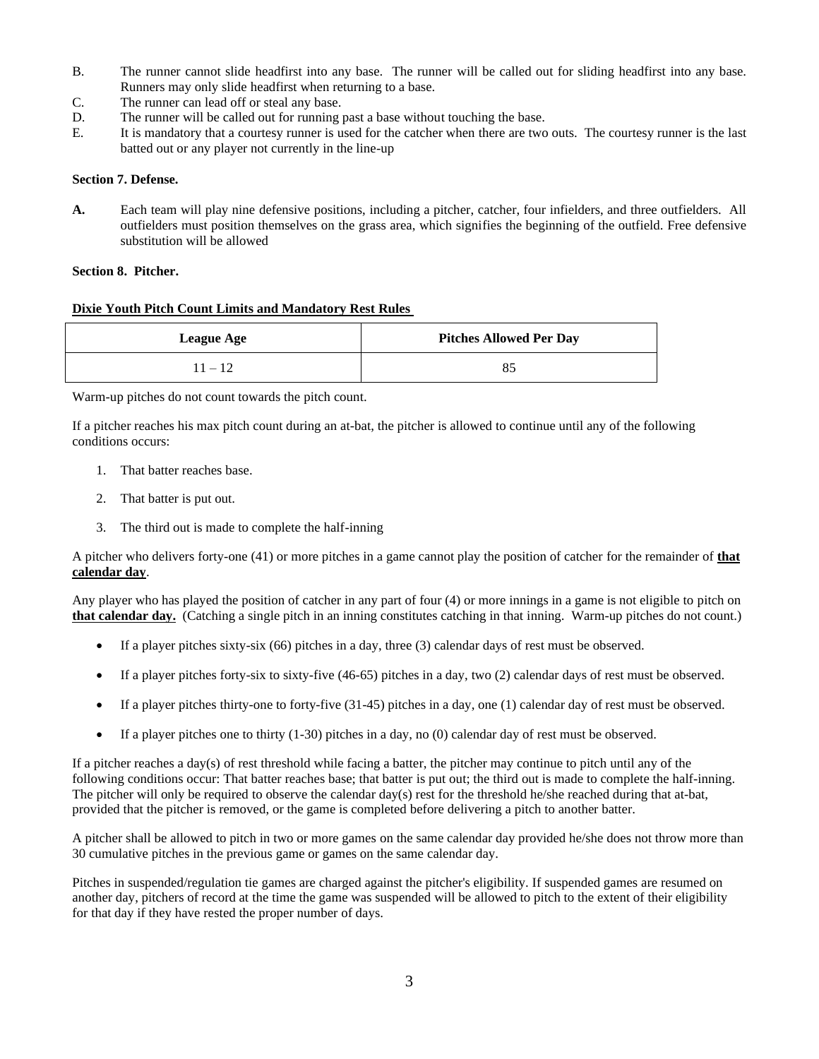B. The runner cannot slide headfirst into any base. The runner will be called out for sliding headfirst into any base. Runners may only slide headfirst when returning to a base.

C. The runner can lead off or steal any base.

D. The runner will be called out for running past a base without touching the base.

E. It is mandatory that a courtesy runner is used for the catcher when there are two outs. The courtesy runner is the last batted out or any player not currently in the line-up

**Section 7. Defense.**

**A.** Each team will play nine defensive positions, including a pitcher, catcher, four infielders, and three outfielders. All outfielders must position themselves on the grass area, which signifies the beginning of the outfield. Free defensive substitution will be allowed

**Section 8. Pitcher.**

**Dixie Youth Pitch Count Limits and Mandatory Rest Rules**

| League Age | Pitches Allowed Per Day |
|---|---|
| 11 – 12 | 85 |

Warm-up pitches do not count towards the pitch count.

If a pitcher reaches his max pitch count during an at-bat, the pitcher is allowed to continue until any of the following conditions occurs:

1. That batter reaches base.
2. That batter is put out.
3. The third out is made to complete the half-inning

A pitcher who delivers forty-one (41) or more pitches in a game cannot play the position of catcher for the remainder of **that calendar day**.

Any player who has played the position of catcher in any part of four (4) or more innings in a game is not eligible to pitch on **that calendar day.** (Catching a single pitch in an inning constitutes catching in that inning. Warm-up pitches do not count.)

- If a player pitches sixty-six (66) pitches in a day, three (3) calendar days of rest must be observed.
- If a player pitches forty-six to sixty-five (46-65) pitches in a day, two (2) calendar days of rest must be observed.
- If a player pitches thirty-one to forty-five (31-45) pitches in a day, one (1) calendar day of rest must be observed.
- If a player pitches one to thirty (1-30) pitches in a day, no (0) calendar day of rest must be observed.

If a pitcher reaches a day(s) of rest threshold while facing a batter, the pitcher may continue to pitch until any of the following conditions occur: That batter reaches base; that batter is put out; the third out is made to complete the half-inning. The pitcher will only be required to observe the calendar day(s) rest for the threshold he/she reached during that at-bat, provided that the pitcher is removed, or the game is completed before delivering a pitch to another batter.

A pitcher shall be allowed to pitch in two or more games on the same calendar day provided he/she does not throw more than 30 cumulative pitches in the previous game or games on the same calendar day.

Pitches in suspended/regulation tie games are charged against the pitcher's eligibility. If suspended games are resumed on another day, pitchers of record at the time the game was suspended will be allowed to pitch to the extent of their eligibility for that day if they have rested the proper number of days.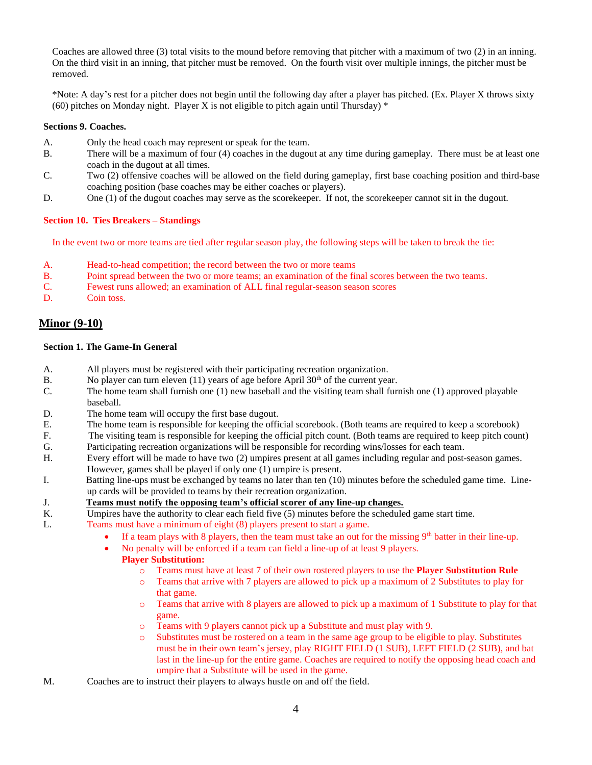Coaches are allowed three (3) total visits to the mound before removing that pitcher with a maximum of two (2) in an inning. On the third visit in an inning, that pitcher must be removed. On the fourth visit over multiple innings, the pitcher must be removed.

*Note: A day's rest for a pitcher does not begin until the following day after a player has pitched. (Ex. Player X throws sixty (60) pitches on Monday night. Player X is not eligible to pitch again until Thursday) *

**Sections 9. Coaches.**

A. Only the head coach may represent or speak for the team.

B. There will be a maximum of four (4) coaches in the dugout at any time during gameplay. There must be at least one coach in the dugout at all times.

C. Two (2) offensive coaches will be allowed on the field during gameplay, first base coaching position and third-base coaching position (base coaches may be either coaches or players).

D. One (1) of the dugout coaches may serve as the scorekeeper. If not, the scorekeeper cannot sit in the dugout.

**Section 10. Ties Breakers – Standings**

In the event two or more teams are tied after regular season play, the following steps will be taken to break the tie:

A. Head-to-head competition; the record between the two or more teams

B. Point spread between the two or more teams; an examination of the final scores between the two teams.

C. Fewest runs allowed; an examination of ALL final regular-season season scores

D. Coin toss.

## Minor (9-10)

**Section 1. The Game-In General**

A. All players must be registered with their participating recreation organization.

B. No player can turn eleven (11) years of age before April 30th of the current year.

C. The home team shall furnish one (1) new baseball and the visiting team shall furnish one (1) approved playable baseball.

D. The home team will occupy the first base dugout.

E. The home team is responsible for keeping the official scorebook. (Both teams are required to keep a scorebook)

F. The visiting team is responsible for keeping the official pitch count. (Both teams are required to keep pitch count)

G. Participating recreation organizations will be responsible for recording wins/losses for each team.

H. Every effort will be made to have two (2) umpires present at all games including regular and post-season games. However, games shall be played if only one (1) umpire is present.

I. Batting line-ups must be exchanged by teams no later than ten (10) minutes before the scheduled game time. Line-up cards will be provided to teams by their recreation organization.

J. **Teams must notify the opposing team's official scorer of any line-up changes.**

K. Umpires have the authority to clear each field five (5) minutes before the scheduled game start time.

L. Teams must have a minimum of eight (8) players present to start a game.
- If a team plays with 8 players, then the team must take an out for the missing 9th batter in their line-up.
- No penalty will be enforced if a team can field a line-up of at least 9 players.

  **Player Substitution:**
  - Teams must have at least 7 of their own rostered players to use the **Player Substitution Rule**
  - Teams that arrive with 7 players are allowed to pick up a maximum of 2 Substitutes to play for that game.
  - Teams that arrive with 8 players are allowed to pick up a maximum of 1 Substitute to play for that game.
  - Teams with 9 players cannot pick up a Substitute and must play with 9.
  - Substitutes must be rostered on a team in the same age group to be eligible to play. Substitutes must be in their own team's jersey, play RIGHT FIELD (1 SUB), LEFT FIELD (2 SUB), and bat last in the line-up for the entire game. Coaches are required to notify the opposing head coach and umpire that a Substitute will be used in the game.

M. Coaches are to instruct their players to always hustle on and off the field.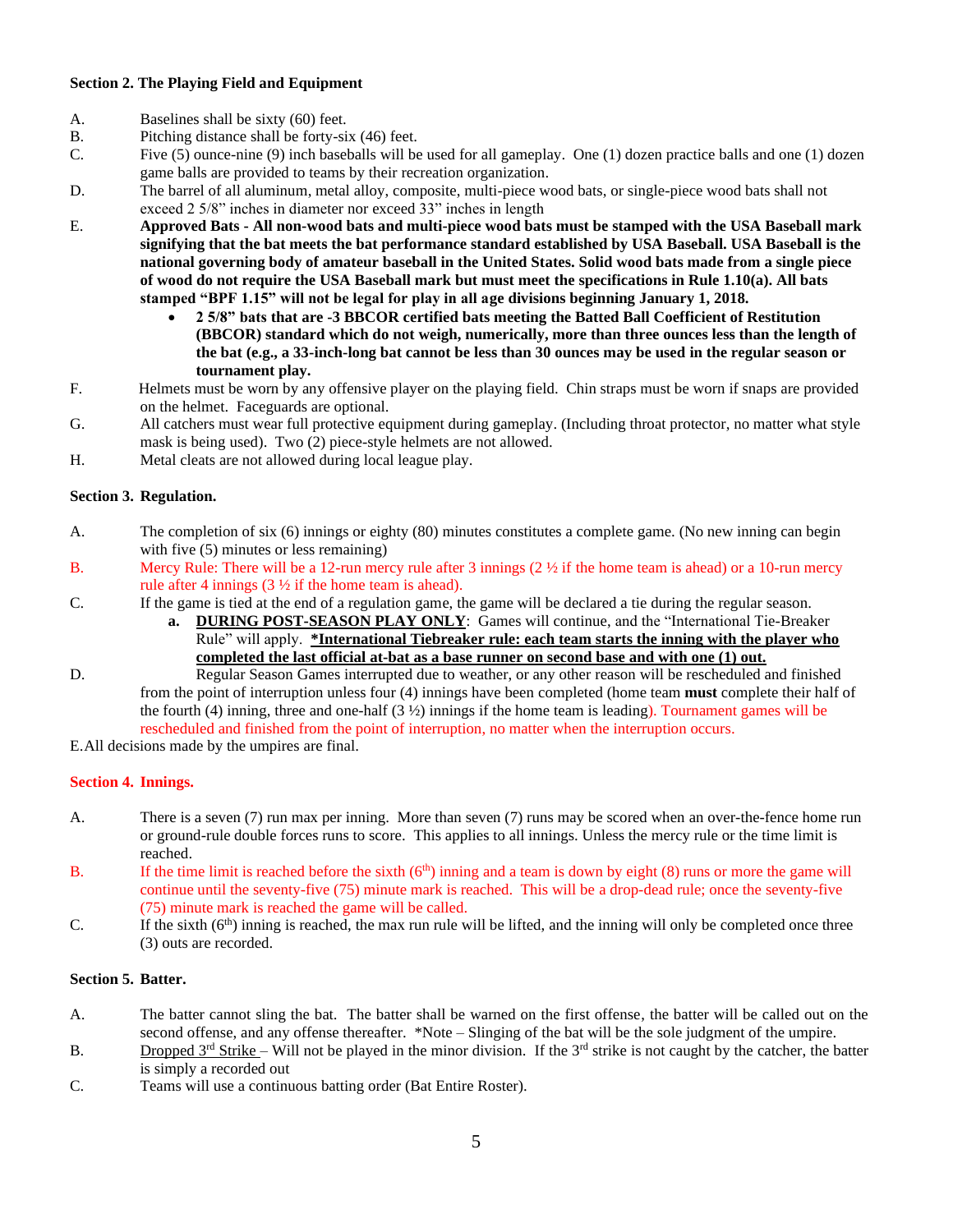**Section 2. The Playing Field and Equipment**

A. Baselines shall be sixty (60) feet.

B. Pitching distance shall be forty-six (46) feet.

C. Five (5) ounce-nine (9) inch baseballs will be used for all gameplay. One (1) dozen practice balls and one (1) dozen game balls are provided to teams by their recreation organization.

D. The barrel of all aluminum, metal alloy, composite, multi-piece wood bats, or single-piece wood bats shall not exceed 2 5/8" inches in diameter nor exceed 33" inches in length

E. **Approved Bats - All non-wood bats and multi-piece wood bats must be stamped with the USA Baseball mark signifying that the bat meets the bat performance standard established by USA Baseball. USA Baseball is the national governing body of amateur baseball in the United States. Solid wood bats made from a single piece of wood do not require the USA Baseball mark but must meet the specifications in Rule 1.10(a). All bats stamped "BPF 1.15" will not be legal for play in all age divisions beginning January 1, 2018.**

- **2 5/8" bats that are -3 BBCOR certified bats meeting the Batted Ball Coefficient of Restitution (BBCOR) standard which do not weigh, numerically, more than three ounces less than the length of the bat (e.g., a 33-inch-long bat cannot be less than 30 ounces may be used in the regular season or tournament play.**

F. Helmets must be worn by any offensive player on the playing field. Chin straps must be worn if snaps are provided on the helmet. Faceguards are optional.

G. All catchers must wear full protective equipment during gameplay. (Including throat protector, no matter what style mask is being used). Two (2) piece-style helmets are not allowed.

H. Metal cleats are not allowed during local league play.

**Section 3. Regulation.**

A. The completion of six (6) innings or eighty (80) minutes constitutes a complete game. (No new inning can begin with five (5) minutes or less remaining)

B. Mercy Rule: There will be a 12-run mercy rule after 3 innings (2 ½ if the home team is ahead) or a 10-run mercy rule after 4 innings (3 ½ if the home team is ahead).

C. If the game is tied at the end of a regulation game, the game will be declared a tie during the regular season.

   a. **DURING POST-SEASON PLAY ONLY**: Games will continue, and the "International Tie-Breaker Rule" will apply. **\*International Tiebreaker rule: each team starts the inning with the player who completed the last official at-bat as a base runner on second base and with one (1) out.**

D. Regular Season Games interrupted due to weather, or any other reason will be rescheduled and finished from the point of interruption unless four (4) innings have been completed (home team **must** complete their half of the fourth (4) inning, three and one-half (3 ½) innings if the home team is leading). Tournament games will be rescheduled and finished from the point of interruption, no matter when the interruption occurs.

E. All decisions made by the umpires are final.

**Section 4. Innings.**

A. There is a seven (7) run max per inning. More than seven (7) runs may be scored when an over-the-fence home run or ground-rule double forces runs to score. This applies to all innings. Unless the mercy rule or the time limit is reached.

B. If the time limit is reached before the sixth (6th) inning and a team is down by eight (8) runs or more the game will continue until the seventy-five (75) minute mark is reached. This will be a drop-dead rule; once the seventy-five (75) minute mark is reached the game will be called.

C. If the sixth (6th) inning is reached, the max run rule will be lifted, and the inning will only be completed once three (3) outs are recorded.

**Section 5. Batter.**

A. The batter cannot sling the bat. The batter shall be warned on the first offense, the batter will be called out on the second offense, and any offense thereafter. \*Note – Slinging of the bat will be the sole judgment of the umpire.

B. Dropped 3rd Strike – Will not be played in the minor division. If the 3rd strike is not caught by the catcher, the batter is simply a recorded out

C. Teams will use a continuous batting order (Bat Entire Roster).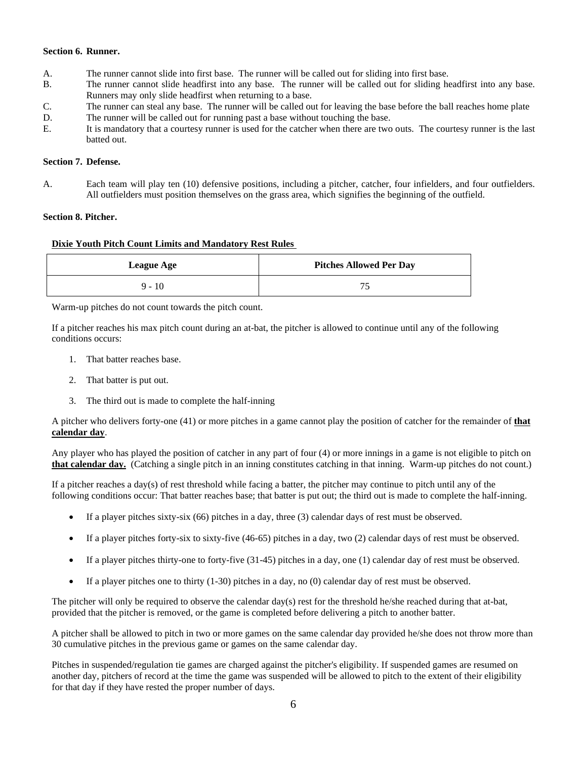**Section 6. Runner.**

A. The runner cannot slide into first base. The runner will be called out for sliding into first base.

B. The runner cannot slide headfirst into any base. The runner will be called out for sliding headfirst into any base. Runners may only slide headfirst when returning to a base.

C. The runner can steal any base. The runner will be called out for leaving the base before the ball reaches home plate

D. The runner will be called out for running past a base without touching the base.

E. It is mandatory that a courtesy runner is used for the catcher when there are two outs. The courtesy runner is the last batted out.

**Section 7. Defense.**

A. Each team will play ten (10) defensive positions, including a pitcher, catcher, four infielders, and four outfielders. All outfielders must position themselves on the grass area, which signifies the beginning of the outfield.

**Section 8. Pitcher.**

**Dixie Youth Pitch Count Limits and Mandatory Rest Rules**

| League Age | Pitches Allowed Per Day |
|---|---|
| 9 - 10 | 75 |

Warm-up pitches do not count towards the pitch count.

If a pitcher reaches his max pitch count during an at-bat, the pitcher is allowed to continue until any of the following conditions occurs:

1. That batter reaches base.
2. That batter is put out.
3. The third out is made to complete the half-inning

A pitcher who delivers forty-one (41) or more pitches in a game cannot play the position of catcher for the remainder of **that calendar day**.

Any player who has played the position of catcher in any part of four (4) or more innings in a game is not eligible to pitch on **that calendar day.** (Catching a single pitch in an inning constitutes catching in that inning. Warm-up pitches do not count.)

If a pitcher reaches a day(s) of rest threshold while facing a batter, the pitcher may continue to pitch until any of the following conditions occur: That batter reaches base; that batter is put out; the third out is made to complete the half-inning.

- If a player pitches sixty-six (66) pitches in a day, three (3) calendar days of rest must be observed.
- If a player pitches forty-six to sixty-five (46-65) pitches in a day, two (2) calendar days of rest must be observed.
- If a player pitches thirty-one to forty-five (31-45) pitches in a day, one (1) calendar day of rest must be observed.
- If a player pitches one to thirty (1-30) pitches in a day, no (0) calendar day of rest must be observed.

The pitcher will only be required to observe the calendar day(s) rest for the threshold he/she reached during that at-bat, provided that the pitcher is removed, or the game is completed before delivering a pitch to another batter.

A pitcher shall be allowed to pitch in two or more games on the same calendar day provided he/she does not throw more than 30 cumulative pitches in the previous game or games on the same calendar day.

Pitches in suspended/regulation tie games are charged against the pitcher's eligibility. If suspended games are resumed on another day, pitchers of record at the time the game was suspended will be allowed to pitch to the extent of their eligibility for that day if they have rested the proper number of days.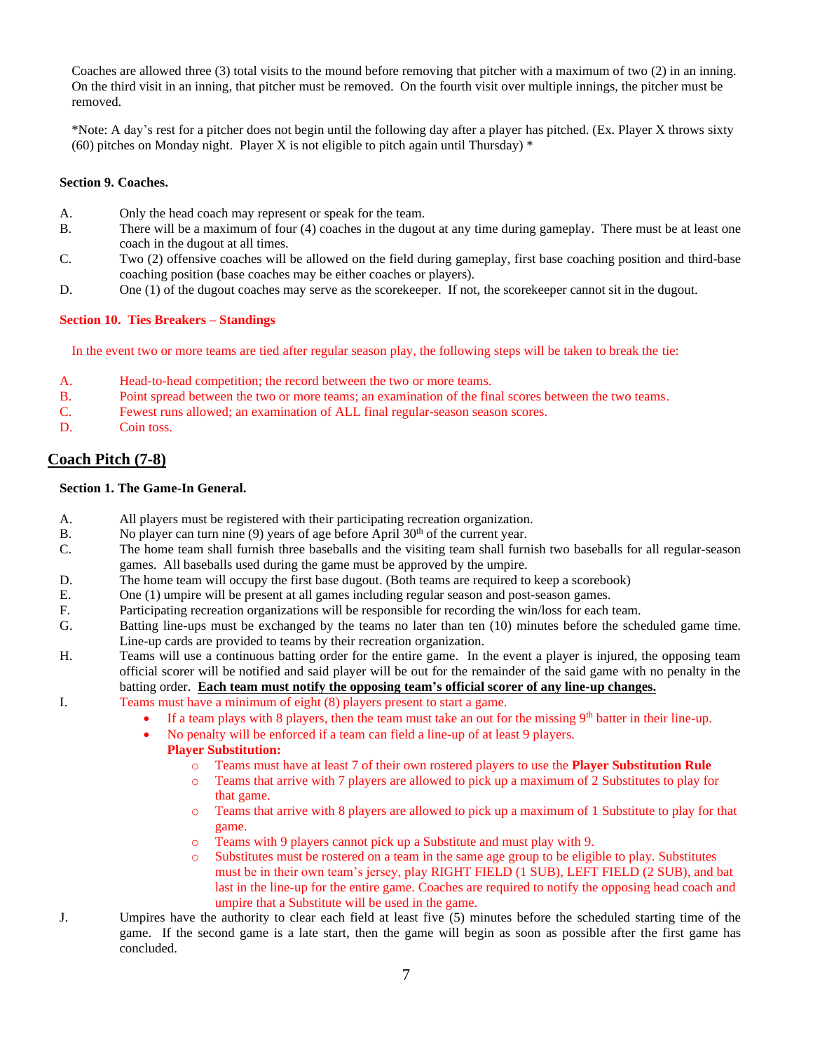Coaches are allowed three (3) total visits to the mound before removing that pitcher with a maximum of two (2) in an inning. On the third visit in an inning, that pitcher must be removed. On the fourth visit over multiple innings, the pitcher must be removed.

*Note: A day's rest for a pitcher does not begin until the following day after a player has pitched. (Ex. Player X throws sixty (60) pitches on Monday night. Player X is not eligible to pitch again until Thursday) *

**Section 9. Coaches.**

A. Only the head coach may represent or speak for the team.

B. There will be a maximum of four (4) coaches in the dugout at any time during gameplay. There must be at least one coach in the dugout at all times.

C. Two (2) offensive coaches will be allowed on the field during gameplay, first base coaching position and third-base coaching position (base coaches may be either coaches or players).

D. One (1) of the dugout coaches may serve as the scorekeeper. If not, the scorekeeper cannot sit in the dugout.

**Section 10. Ties Breakers – Standings**

In the event two or more teams are tied after regular season play, the following steps will be taken to break the tie:

A. Head-to-head competition; the record between the two or more teams.

B. Point spread between the two or more teams; an examination of the final scores between the two teams.

C. Fewest runs allowed; an examination of ALL final regular-season season scores.

D. Coin toss.

## Coach Pitch (7-8)

**Section 1. The Game-In General.**

A. All players must be registered with their participating recreation organization.

B. No player can turn nine (9) years of age before April 30th of the current year.

C. The home team shall furnish three baseballs and the visiting team shall furnish two baseballs for all regular-season games. All baseballs used during the game must be approved by the umpire.

D. The home team will occupy the first base dugout. (Both teams are required to keep a scorebook)

E. One (1) umpire will be present at all games including regular season and post-season games.

F. Participating recreation organizations will be responsible for recording the win/loss for each team.

G. Batting line-ups must be exchanged by the teams no later than ten (10) minutes before the scheduled game time. Line-up cards are provided to teams by their recreation organization.

H. Teams will use a continuous batting order for the entire game. In the event a player is injured, the opposing team official scorer will be notified and said player will be out for the remainder of the said game with no penalty in the batting order. **Each team must notify the opposing team's official scorer of any line-up changes.**

I. Teams must have a minimum of eight (8) players present to start a game.

- If a team plays with 8 players, then the team must take an out for the missing 9th batter in their line-up.
- No penalty will be enforced if a team can field a line-up of at least 9 players.

  **Player Substitution:**

  - Teams must have at least 7 of their own rostered players to use the **Player Substitution Rule**
  - Teams that arrive with 7 players are allowed to pick up a maximum of 2 Substitutes to play for that game.
  - Teams that arrive with 8 players are allowed to pick up a maximum of 1 Substitute to play for that game.
  - Teams with 9 players cannot pick up a Substitute and must play with 9.
  - Substitutes must be rostered on a team in the same age group to be eligible to play. Substitutes must be in their own team's jersey, play RIGHT FIELD (1 SUB), LEFT FIELD (2 SUB), and bat last in the line-up for the entire game. Coaches are required to notify the opposing head coach and umpire that a Substitute will be used in the game.

J. Umpires have the authority to clear each field at least five (5) minutes before the scheduled starting time of the game. If the second game is a late start, then the game will begin as soon as possible after the first game has concluded.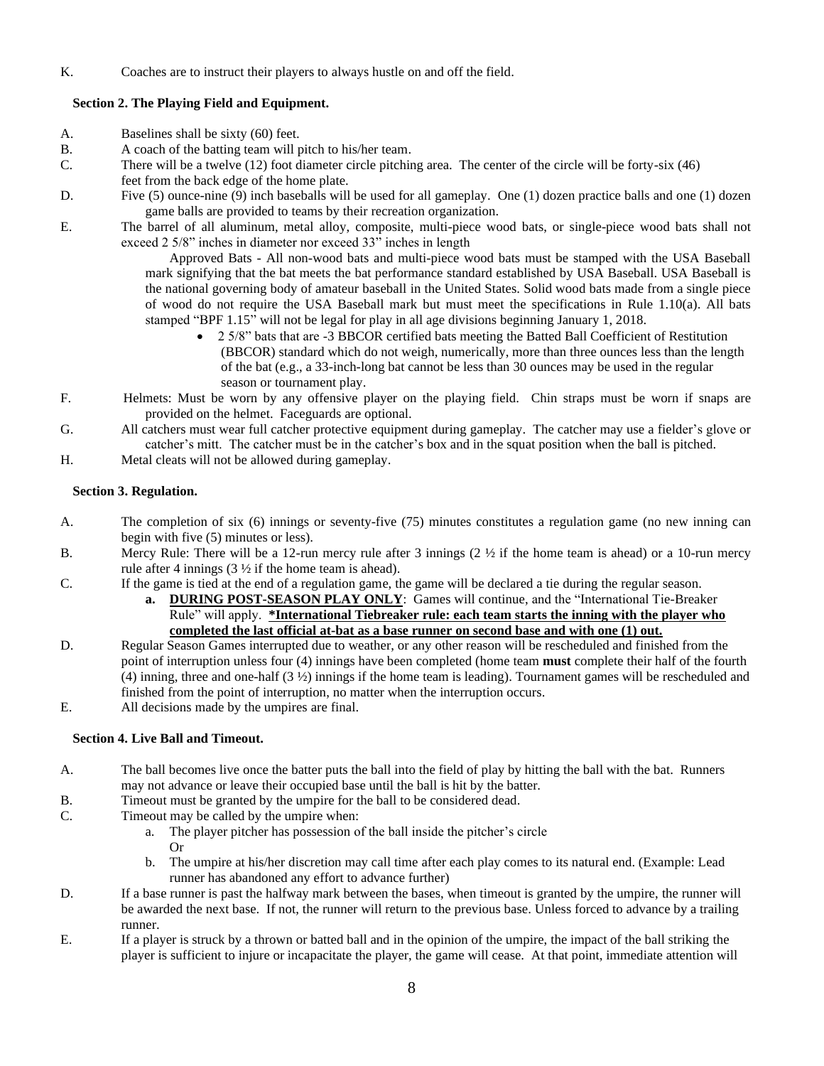K. Coaches are to instruct their players to always hustle on and off the field.

### Section 2. The Playing Field and Equipment.

A. Baselines shall be sixty (60) feet.

B. A coach of the batting team will pitch to his/her team.

C. There will be a twelve (12) foot diameter circle pitching area. The center of the circle will be forty-six (46) feet from the back edge of the home plate.

D. Five (5) ounce-nine (9) inch baseballs will be used for all gameplay. One (1) dozen practice balls and one (1) dozen game balls are provided to teams by their recreation organization.

E. The barrel of all aluminum, metal alloy, composite, multi-piece wood bats, or single-piece wood bats shall not exceed 2 5/8" inches in diameter nor exceed 33" inches in length

Approved Bats - All non-wood bats and multi-piece wood bats must be stamped with the USA Baseball mark signifying that the bat meets the bat performance standard established by USA Baseball. USA Baseball is the national governing body of amateur baseball in the United States. Solid wood bats made from a single piece of wood do not require the USA Baseball mark but must meet the specifications in Rule 1.10(a). All bats stamped "BPF 1.15" will not be legal for play in all age divisions beginning January 1, 2018.

- 2 5/8" bats that are -3 BBCOR certified bats meeting the Batted Ball Coefficient of Restitution (BBCOR) standard which do not weigh, numerically, more than three ounces less than the length of the bat (e.g., a 33-inch-long bat cannot be less than 30 ounces may be used in the regular season or tournament play.

F. Helmets: Must be worn by any offensive player on the playing field. Chin straps must be worn if snaps are provided on the helmet. Faceguards are optional.

G. All catchers must wear full catcher protective equipment during gameplay. The catcher may use a fielder's glove or catcher's mitt. The catcher must be in the catcher's box and in the squat position when the ball is pitched.

H. Metal cleats will not be allowed during gameplay.

### Section 3. Regulation.

A. The completion of six (6) innings or seventy-five (75) minutes constitutes a regulation game (no new inning can begin with five (5) minutes or less).

B. Mercy Rule: There will be a 12-run mercy rule after 3 innings (2 ½ if the home team is ahead) or a 10-run mercy rule after 4 innings (3 ½ if the home team is ahead).

C. If the game is tied at the end of a regulation game, the game will be declared a tie during the regular season.

   a. **DURING POST-SEASON PLAY ONLY**: Games will continue, and the "International Tie-Breaker Rule" will apply. **\*International Tiebreaker rule: each team starts the inning with the player who completed the last official at-bat as a base runner on second base and with one (1) out.**

D. Regular Season Games interrupted due to weather, or any other reason will be rescheduled and finished from the point of interruption unless four (4) innings have been completed (home team **must** complete their half of the fourth (4) inning, three and one-half (3 ½) innings if the home team is leading). Tournament games will be rescheduled and finished from the point of interruption, no matter when the interruption occurs.

E. All decisions made by the umpires are final.

### Section 4. Live Ball and Timeout.

A. The ball becomes live once the batter puts the ball into the field of play by hitting the ball with the bat. Runners may not advance or leave their occupied base until the ball is hit by the batter.

B. Timeout must be granted by the umpire for the ball to be considered dead.

C. Timeout may be called by the umpire when:

   a. The player pitcher has possession of the ball inside the pitcher's circle
   Or

   b. The umpire at his/her discretion may call time after each play comes to its natural end. (Example: Lead runner has abandoned any effort to advance further)

D. If a base runner is past the halfway mark between the bases, when timeout is granted by the umpire, the runner will be awarded the next base. If not, the runner will return to the previous base. Unless forced to advance by a trailing runner.

E. If a player is struck by a thrown or batted ball and in the opinion of the umpire, the impact of the ball striking the player is sufficient to injure or incapacitate the player, the game will cease. At that point, immediate attention will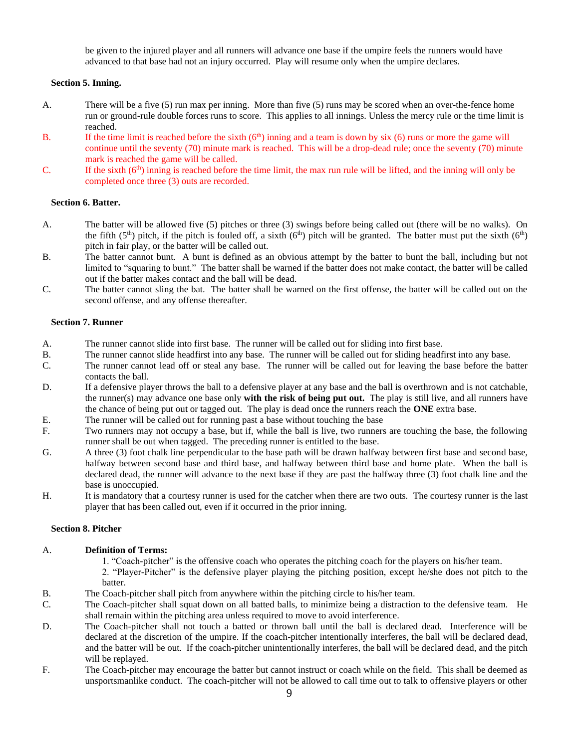be given to the injured player and all runners will advance one base if the umpire feels the runners would have advanced to that base had not an injury occurred. Play will resume only when the umpire declares.

**Section 5. Inning.**

A. There will be a five (5) run max per inning. More than five (5) runs may be scored when an over-the-fence home run or ground-rule double forces runs to score. This applies to all innings. Unless the mercy rule or the time limit is reached.

B. If the time limit is reached before the sixth (6th) inning and a team is down by six (6) runs or more the game will continue until the seventy (70) minute mark is reached. This will be a drop-dead rule; once the seventy (70) minute mark is reached the game will be called.

C. If the sixth (6th) inning is reached before the time limit, the max run rule will be lifted, and the inning will only be completed once three (3) outs are recorded.

**Section 6. Batter.**

A. The batter will be allowed five (5) pitches or three (3) swings before being called out (there will be no walks). On the fifth (5th) pitch, if the pitch is fouled off, a sixth (6th) pitch will be granted. The batter must put the sixth (6th) pitch in fair play, or the batter will be called out.

B. The batter cannot bunt. A bunt is defined as an obvious attempt by the batter to bunt the ball, including but not limited to "squaring to bunt." The batter shall be warned if the batter does not make contact, the batter will be called out if the batter makes contact and the ball will be dead.

C. The batter cannot sling the bat. The batter shall be warned on the first offense, the batter will be called out on the second offense, and any offense thereafter.

**Section 7. Runner**

A. The runner cannot slide into first base. The runner will be called out for sliding into first base.

B. The runner cannot slide headfirst into any base. The runner will be called out for sliding headfirst into any base.

C. The runner cannot lead off or steal any base. The runner will be called out for leaving the base before the batter contacts the ball.

D. If a defensive player throws the ball to a defensive player at any base and the ball is overthrown and is not catchable, the runner(s) may advance one base only **with the risk of being put out.** The play is still live, and all runners have the chance of being put out or tagged out. The play is dead once the runners reach the **ONE** extra base.

E. The runner will be called out for running past a base without touching the base

F. Two runners may not occupy a base, but if, while the ball is live, two runners are touching the base, the following runner shall be out when tagged. The preceding runner is entitled to the base.

G. A three (3) foot chalk line perpendicular to the base path will be drawn halfway between first base and second base, halfway between second base and third base, and halfway between third base and home plate. When the ball is declared dead, the runner will advance to the next base if they are past the halfway three (3) foot chalk line and the base is unoccupied.

H. It is mandatory that a courtesy runner is used for the catcher when there are two outs. The courtesy runner is the last player that has been called out, even if it occurred in the prior inning.

**Section 8. Pitcher**

A. **Definition of Terms:**

1. "Coach-pitcher" is the offensive coach who operates the pitching coach for the players on his/her team.
2. "Player-Pitcher" is the defensive player playing the pitching position, except he/she does not pitch to the batter.

B. The Coach-pitcher shall pitch from anywhere within the pitching circle to his/her team.

C. The Coach-pitcher shall squat down on all batted balls, to minimize being a distraction to the defensive team. He shall remain within the pitching area unless required to move to avoid interference.

D. The Coach-pitcher shall not touch a batted or thrown ball until the ball is declared dead. Interference will be declared at the discretion of the umpire. If the coach-pitcher intentionally interferes, the ball will be declared dead, and the batter will be out. If the coach-pitcher unintentionally interferes, the ball will be declared dead, and the pitch will be replayed.

F. The Coach-pitcher may encourage the batter but cannot instruct or coach while on the field. This shall be deemed as unsportsmanlike conduct. The coach-pitcher will not be allowed to call time out to talk to offensive players or other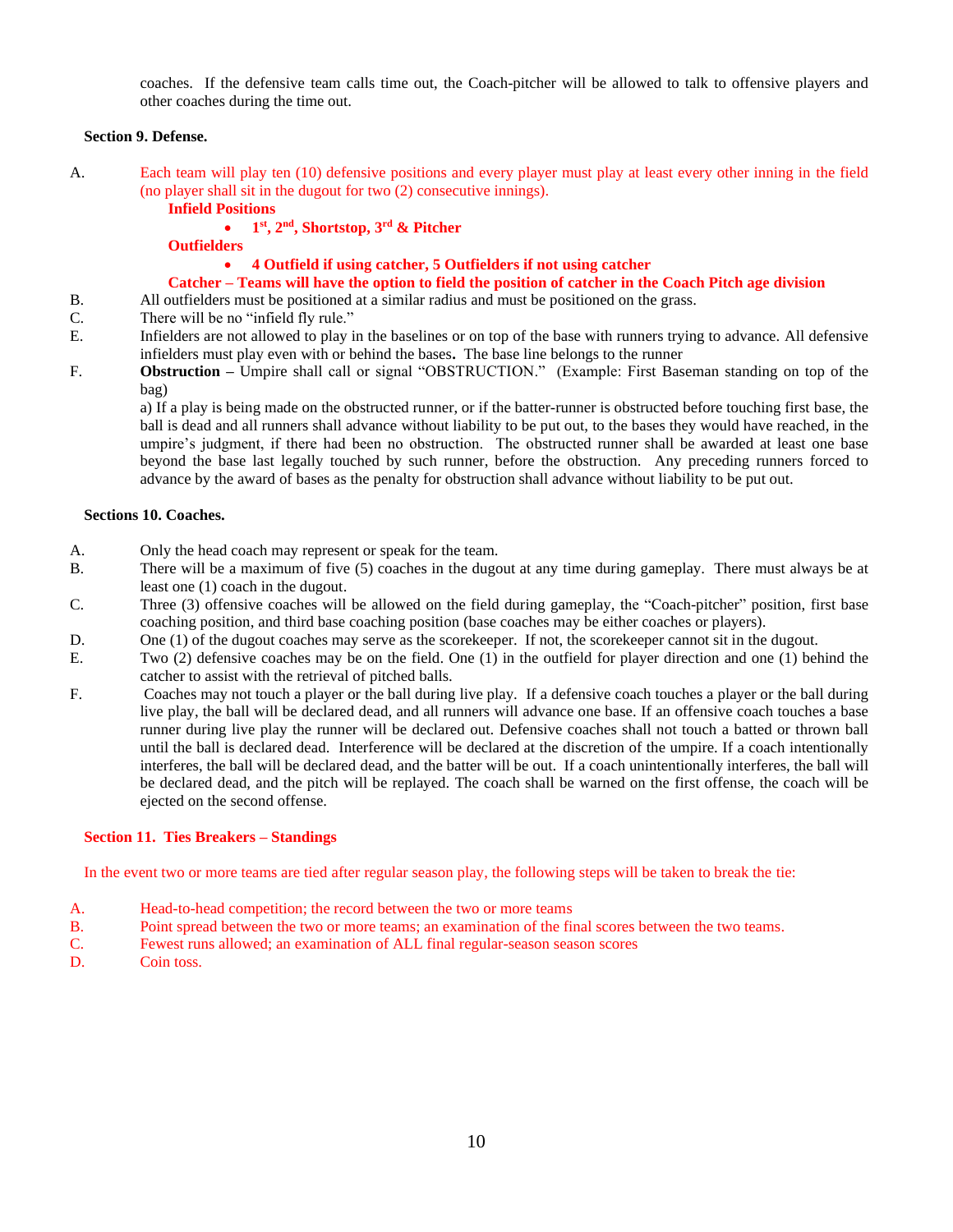coaches. If the defensive team calls time out, the Coach-pitcher will be allowed to talk to offensive players and other coaches during the time out.

**Section 9. Defense.**

A. Each team will play ten (10) defensive positions and every player must play at least every other inning in the field (no player shall sit in the dugout for two (2) consecutive innings).

**Infield Positions**

- **1st, 2nd, Shortstop, 3rd & Pitcher**

**Outfielders**

- **4 Outfield if using catcher, 5 Outfielders if not using catcher**

**Catcher – Teams will have the option to field the position of catcher in the Coach Pitch age division**

B. All outfielders must be positioned at a similar radius and must be positioned on the grass.

C. There will be no "infield fly rule."

E. Infielders are not allowed to play in the baselines or on top of the base with runners trying to advance. All defensive infielders must play even with or behind the bases**.** The base line belongs to the runner

F. **Obstruction –** Umpire shall call or signal "OBSTRUCTION." (Example: First Baseman standing on top of the bag)

a) If a play is being made on the obstructed runner, or if the batter-runner is obstructed before touching first base, the ball is dead and all runners shall advance without liability to be put out, to the bases they would have reached, in the umpire's judgment, if there had been no obstruction. The obstructed runner shall be awarded at least one base beyond the base last legally touched by such runner, before the obstruction. Any preceding runners forced to advance by the award of bases as the penalty for obstruction shall advance without liability to be put out.

**Sections 10. Coaches.**

A. Only the head coach may represent or speak for the team.

B. There will be a maximum of five (5) coaches in the dugout at any time during gameplay. There must always be at least one (1) coach in the dugout.

C. Three (3) offensive coaches will be allowed on the field during gameplay, the "Coach-pitcher" position, first base coaching position, and third base coaching position (base coaches may be either coaches or players).

D. One (1) of the dugout coaches may serve as the scorekeeper. If not, the scorekeeper cannot sit in the dugout.

E. Two (2) defensive coaches may be on the field. One (1) in the outfield for player direction and one (1) behind the catcher to assist with the retrieval of pitched balls.

F. Coaches may not touch a player or the ball during live play. If a defensive coach touches a player or the ball during live play, the ball will be declared dead, and all runners will advance one base. If an offensive coach touches a base runner during live play the runner will be declared out. Defensive coaches shall not touch a batted or thrown ball until the ball is declared dead. Interference will be declared at the discretion of the umpire. If a coach intentionally interferes, the ball will be declared dead, and the batter will be out. If a coach unintentionally interferes, the ball will be declared dead, and the pitch will be replayed. The coach shall be warned on the first offense, the coach will be ejected on the second offense.

**Section 11. Ties Breakers – Standings**

In the event two or more teams are tied after regular season play, the following steps will be taken to break the tie:

A. Head-to-head competition; the record between the two or more teams

B. Point spread between the two or more teams; an examination of the final scores between the two teams.

C. Fewest runs allowed; an examination of ALL final regular-season season scores

D. Coin toss.